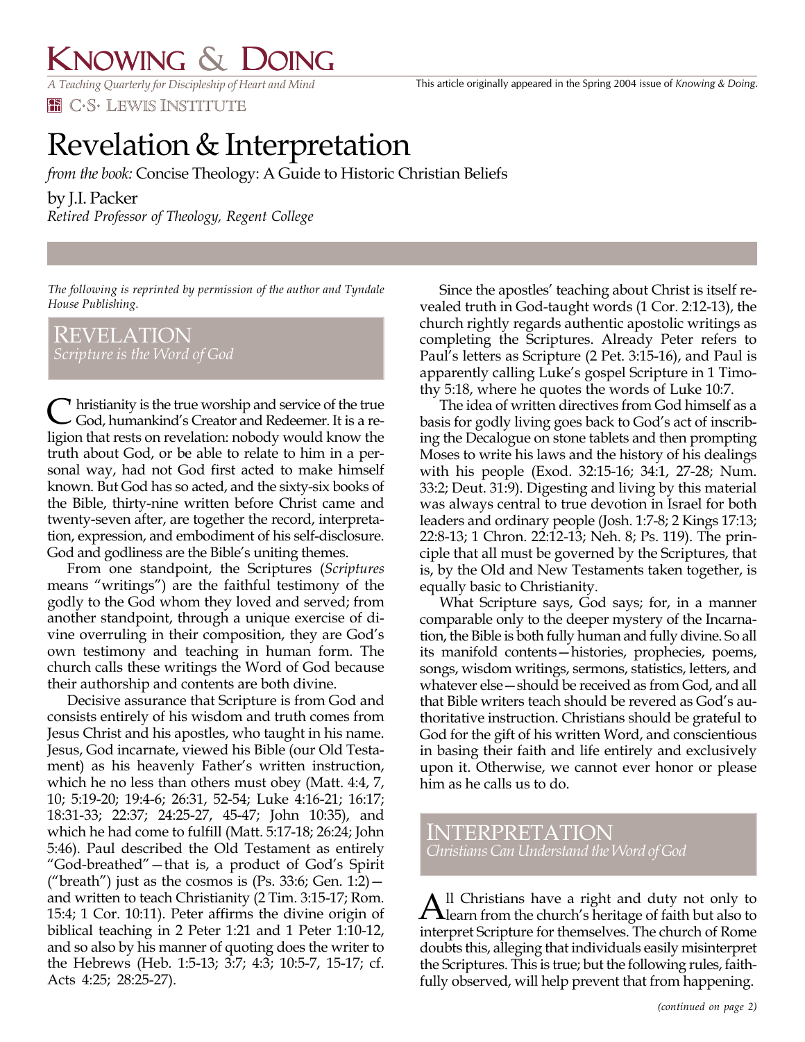# Revelation & Interpretation

*from the book:* Concise Theology: A Guide to Historic Christian Beliefs

by J.I. Packer

*Retired Professor of Theology, Regent College*

*The following is reprinted by permission of the author and Tyndale House Publishing.*

## REVELATION
*Scripture is the Word of God*

Christianity is the true worship and service of the true God, humankind's Creator and Redeemer. It is a religion that rests on revelation: nobody would know the truth about God, or be able to relate to him in a personal way, had not God first acted to make himself known. But God has so acted, and the sixty-six books of the Bible, thirty-nine written before Christ came and twenty-seven after, are together the record, interpretation, expression, and embodiment of his self-disclosure. God and godliness are the Bible's uniting themes.

From one standpoint, the Scriptures (*Scriptures* means "writings") are the faithful testimony of the godly to the God whom they loved and served; from another standpoint, through a unique exercise of divine overruling in their composition, they are God's own testimony and teaching in human form. The church calls these writings the Word of God because their authorship and contents are both divine.

Decisive assurance that Scripture is from God and consists entirely of his wisdom and truth comes from Jesus Christ and his apostles, who taught in his name. Jesus, God incarnate, viewed his Bible (our Old Testament) as his heavenly Father's written instruction, which he no less than others must obey (Matt. 4:4, 7, 10; 5:19-20; 19:4-6; 26:31, 52-54; Luke 4:16-21; 16:17; 18:31-33; 22:37; 24:25-27, 45-47; John 10:35), and which he had come to fulfill (Matt. 5:17-18; 26:24; John 5:46). Paul described the Old Testament as entirely "God-breathed"—that is, a product of God's Spirit ("breath") just as the cosmos is (Ps. 33:6; Gen. 1:2)—and written to teach Christianity (2 Tim. 3:15-17; Rom. 15:4; 1 Cor. 10:11). Peter affirms the divine origin of biblical teaching in 2 Peter 1:21 and 1 Peter 1:10-12, and so also by his manner of quoting does the writer to the Hebrews (Heb. 1:5-13; 3:7; 4:3; 10:5-7, 15-17; cf. Acts 4:25; 28:25-27).

Since the apostles' teaching about Christ is itself revealed truth in God-taught words (1 Cor. 2:12-13), the church rightly regards authentic apostolic writings as completing the Scriptures. Already Peter refers to Paul's letters as Scripture (2 Pet. 3:15-16), and Paul is apparently calling Luke's gospel Scripture in 1 Timothy 5:18, where he quotes the words of Luke 10:7.

The idea of written directives from God himself as a basis for godly living goes back to God's act of inscribing the Decalogue on stone tablets and then prompting Moses to write his laws and the history of his dealings with his people (Exod. 32:15-16; 34:1, 27-28; Num. 33:2; Deut. 31:9). Digesting and living by this material was always central to true devotion in Israel for both leaders and ordinary people (Josh. 1:7-8; 2 Kings 17:13; 22:8-13; 1 Chron. 22:12-13; Neh. 8; Ps. 119). The principle that all must be governed by the Scriptures, that is, by the Old and New Testaments taken together, is equally basic to Christianity.

What Scripture says, God says; for, in a manner comparable only to the deeper mystery of the Incarnation, the Bible is both fully human and fully divine. So all its manifold contents—histories, prophecies, poems, songs, wisdom writings, sermons, statistics, letters, and whatever else—should be received as from God, and all that Bible writers teach should be revered as God's authoritative instruction. Christians should be grateful to God for the gift of his written Word, and conscientious in basing their faith and life entirely and exclusively upon it. Otherwise, we cannot ever honor or please him as he calls us to do.

## INTERPRETATION
*Christians Can Understand the Word of God*

All Christians have a right and duty not only to learn from the church's heritage of faith but also to interpret Scripture for themselves. The church of Rome doubts this, alleging that individuals easily misinterpret the Scriptures. This is true; but the following rules, faithfully observed, will help prevent that from happening.

*(continued on page 2)*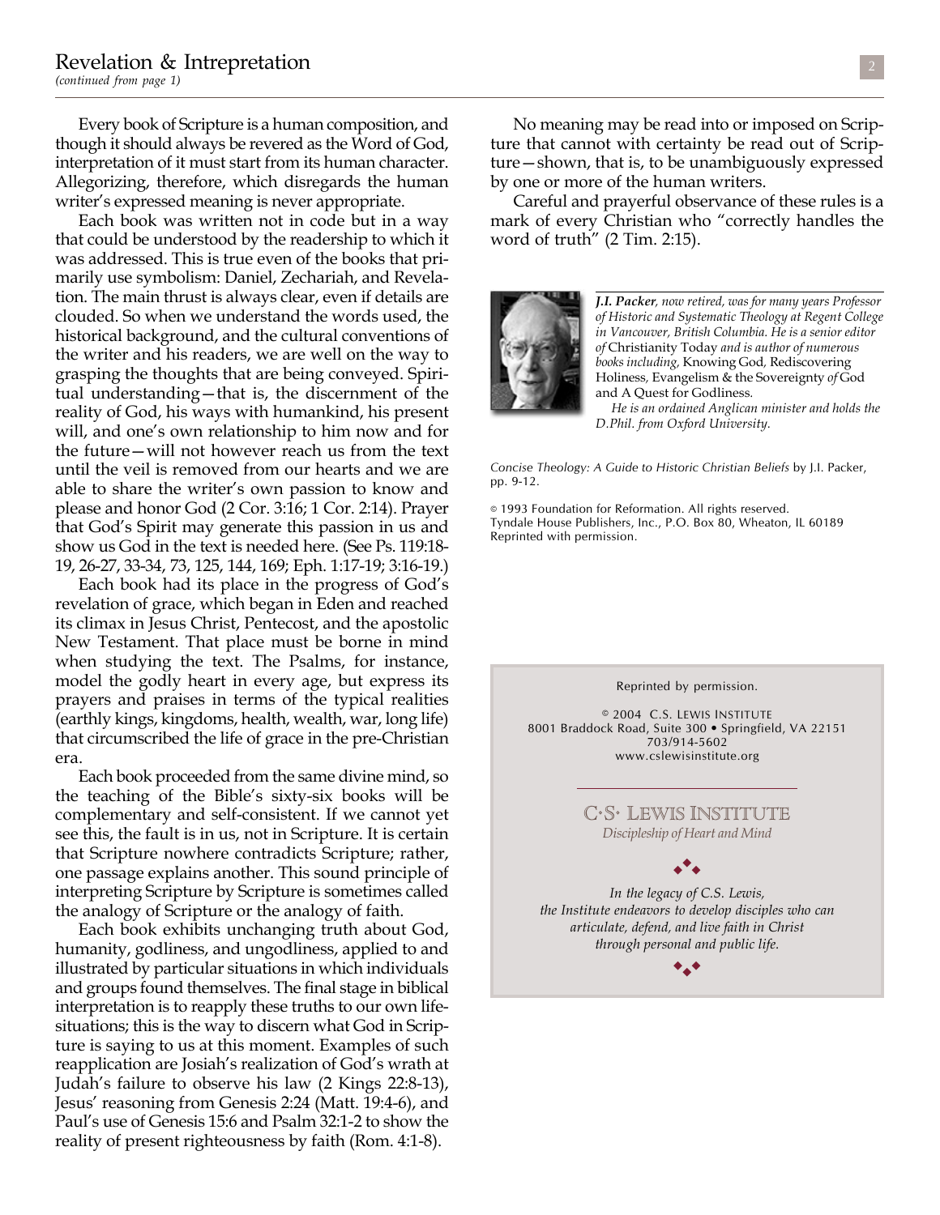# Revelation & Intrepretation

*(continued from page 1)*

Every book of Scripture is a human composition, and though it should always be revered as the Word of God, interpretation of it must start from its human character. Allegorizing, therefore, which disregards the human writer's expressed meaning is never appropriate.

Each book was written not in code but in a way that could be understood by the readership to which it was addressed. This is true even of the books that primarily use symbolism: Daniel, Zechariah, and Revelation. The main thrust is always clear, even if details are clouded. So when we understand the words used, the historical background, and the cultural conventions of the writer and his readers, we are well on the way to grasping the thoughts that are being conveyed. Spiritual understanding—that is, the discernment of the reality of God, his ways with humankind, his present will, and one's own relationship to him now and for the future—will not however reach us from the text until the veil is removed from our hearts and we are able to share the writer's own passion to know and please and honor God (2 Cor. 3:16; 1 Cor. 2:14). Prayer that God's Spirit may generate this passion in us and show us God in the text is needed here. (See Ps. 119:18-19, 26-27, 33-34, 73, 125, 144, 169; Eph. 1:17-19; 3:16-19.)

Each book had its place in the progress of God's revelation of grace, which began in Eden and reached its climax in Jesus Christ, Pentecost, and the apostolic New Testament. That place must be borne in mind when studying the text. The Psalms, for instance, model the godly heart in every age, but express its prayers and praises in terms of the typical realities (earthly kings, kingdoms, health, wealth, war, long life) that circumscribed the life of grace in the pre-Christian era.

Each book proceeded from the same divine mind, so the teaching of the Bible's sixty-six books will be complementary and self-consistent. If we cannot yet see this, the fault is in us, not in Scripture. It is certain that Scripture nowhere contradicts Scripture; rather, one passage explains another. This sound principle of interpreting Scripture by Scripture is sometimes called the analogy of Scripture or the analogy of faith.

Each book exhibits unchanging truth about God, humanity, godliness, and ungodliness, applied to and illustrated by particular situations in which individuals and groups found themselves. The final stage in biblical interpretation is to reapply these truths to our own life-situations; this is the way to discern what God in Scripture is saying to us at this moment. Examples of such reapplication are Josiah's realization of God's wrath at Judah's failure to observe his law (2 Kings 22:8-13), Jesus' reasoning from Genesis 2:24 (Matt. 19:4-6), and Paul's use of Genesis 15:6 and Psalm 32:1-2 to show the reality of present righteousness by faith (Rom. 4:1-8).

No meaning may be read into or imposed on Scripture that cannot with certainty be read out of Scripture—shown, that is, to be unambiguously expressed by one or more of the human writers.

Careful and prayerful observance of these rules is a mark of every Christian who "correctly handles the word of truth" (2 Tim. 2:15).

***J.I. Packer****, now retired, was for many years Professor of Historic and Systematic Theology at Regent College in Vancouver, British Columbia. He is a senior editor of* Christianity Today *and is author of numerous books including,* Knowing God, Rediscovering Holiness, Evangelism & the Sovereignty *of* God *and* A Quest for Godliness.

*He is an ordained Anglican minister and holds the D.Phil. from Oxford University.*

*Concise Theology: A Guide to Historic Christian Beliefs* by J.I. Packer, pp. 9-12.

© 1993 Foundation for Reformation. All rights reserved.
Tyndale House Publishers, Inc., P.O. Box 80, Wheaton, IL 60189
Reprinted with permission.

Reprinted by permission.

© 2004 C.S. Lewis Institute
8001 Braddock Road, Suite 300 • Springfield, VA 22151
703/914-5602
www.cslewisinstitute.org

C.S. Lewis Institute
*Discipleship of Heart and Mind*

*In the legacy of C.S. Lewis, the Institute endeavors to develop disciples who can articulate, defend, and live faith in Christ through personal and public life.*